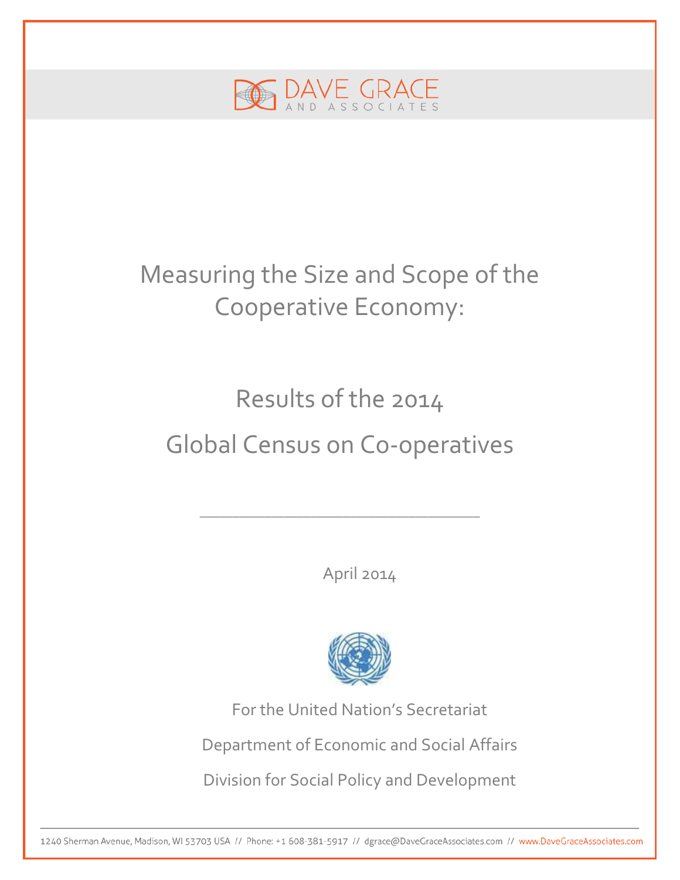DAVE GRACE AND ASSOCIATES

# Measuring the Size and Scope of the Cooperative Economy:

# Results of the 2014 Global Census on Co-operatives

---

April 2014

For the United Nation's Secretariat

Department of Economic and Social Affairs

Division for Social Policy and Development

1240 Sherman Avenue, Madison, WI 53703 USA // Phone: +1 608-381-5917 // dgrace@DaveGraceAssociates.com // www.DaveGraceAssociates.com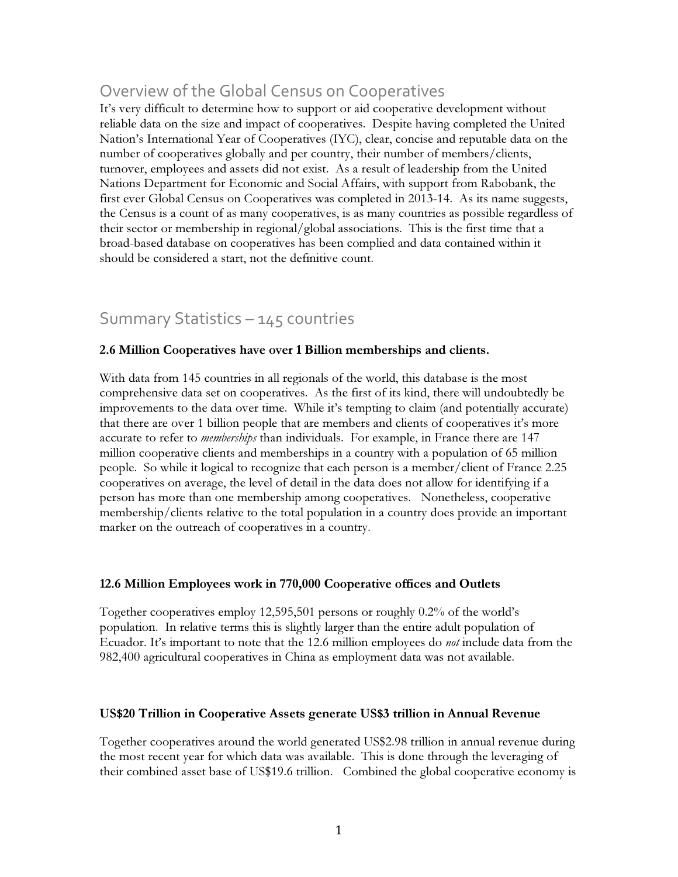## Overview of the Global Census on Cooperatives

It's very difficult to determine how to support or aid cooperative development without reliable data on the size and impact of cooperatives. Despite having completed the United Nation's International Year of Cooperatives (IYC), clear, concise and reputable data on the number of cooperatives globally and per country, their number of members/clients, turnover, employees and assets did not exist. As a result of leadership from the United Nations Department for Economic and Social Affairs, with support from Rabobank, the first ever Global Census on Cooperatives was completed in 2013-14. As its name suggests, the Census is a count of as many cooperatives, is as many countries as possible regardless of their sector or membership in regional/global associations. This is the first time that a broad-based database on cooperatives has been complied and data contained within it should be considered a start, not the definitive count.

## Summary Statistics – 145 countries

**2.6 Million Cooperatives have over 1 Billion memberships and clients.**

With data from 145 countries in all regionals of the world, this database is the most comprehensive data set on cooperatives. As the first of its kind, there will undoubtedly be improvements to the data over time. While it's tempting to claim (and potentially accurate) that there are over 1 billion people that are members and clients of cooperatives it's more accurate to refer to *memberships* than individuals. For example, in France there are 147 million cooperative clients and memberships in a country with a population of 65 million people. So while it logical to recognize that each person is a member/client of France 2.25 cooperatives on average, the level of detail in the data does not allow for identifying if a person has more than one membership among cooperatives. Nonetheless, cooperative membership/clients relative to the total population in a country does provide an important marker on the outreach of cooperatives in a country.

**12.6 Million Employees work in 770,000 Cooperative offices and Outlets**

Together cooperatives employ 12,595,501 persons or roughly 0.2% of the world's population. In relative terms this is slightly larger than the entire adult population of Ecuador. It's important to note that the 12.6 million employees do *not* include data from the 982,400 agricultural cooperatives in China as employment data was not available.

**US$20 Trillion in Cooperative Assets generate US$3 trillion in Annual Revenue**

Together cooperatives around the world generated US$2.98 trillion in annual revenue during the most recent year for which data was available. This is done through the leveraging of their combined asset base of US$19.6 trillion. Combined the global cooperative economy is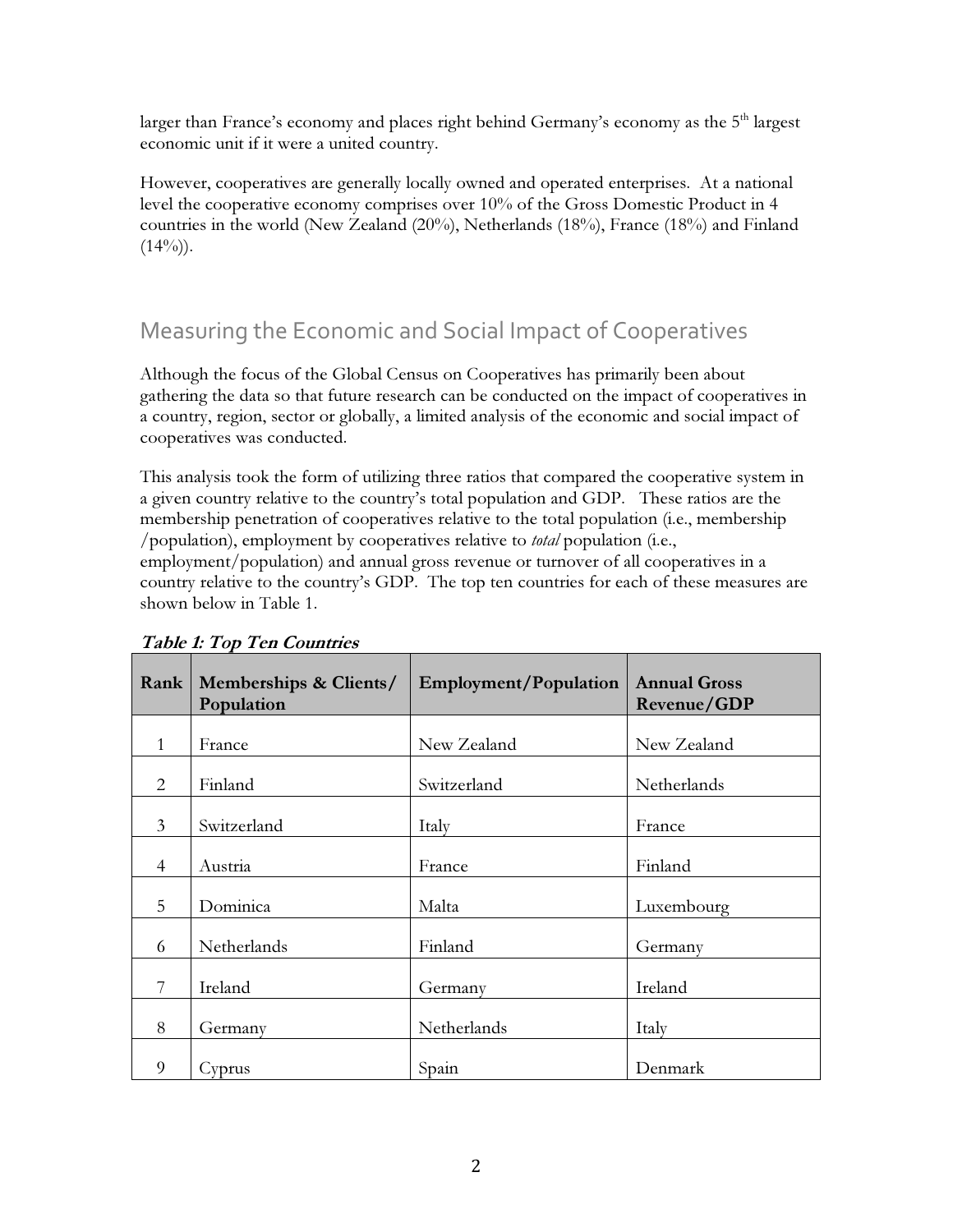larger than France's economy and places right behind Germany's economy as the 5th largest economic unit if it were a united country.

However, cooperatives are generally locally owned and operated enterprises. At a national level the cooperative economy comprises over 10% of the Gross Domestic Product in 4 countries in the world (New Zealand (20%), Netherlands (18%), France (18%) and Finland (14%)).

## Measuring the Economic and Social Impact of Cooperatives

Although the focus of the Global Census on Cooperatives has primarily been about gathering the data so that future research can be conducted on the impact of cooperatives in a country, region, sector or globally, a limited analysis of the economic and social impact of cooperatives was conducted.

This analysis took the form of utilizing three ratios that compared the cooperative system in a given country relative to the country's total population and GDP. These ratios are the membership penetration of cooperatives relative to the total population (i.e., membership /population), employment by cooperatives relative to *total* population (i.e., employment/population) and annual gross revenue or turnover of all cooperatives in a country relative to the country's GDP. The top ten countries for each of these measures are shown below in Table 1.

***Table 1: Top Ten Countries***

| Rank | Memberships & Clients/ Population | Employment/Population | Annual Gross Revenue/GDP |
|---|---|---|---|
| 1 | France | New Zealand | New Zealand |
| 2 | Finland | Switzerland | Netherlands |
| 3 | Switzerland | Italy | France |
| 4 | Austria | France | Finland |
| 5 | Dominica | Malta | Luxembourg |
| 6 | Netherlands | Finland | Germany |
| 7 | Ireland | Germany | Ireland |
| 8 | Germany | Netherlands | Italy |
| 9 | Cyprus | Spain | Denmark |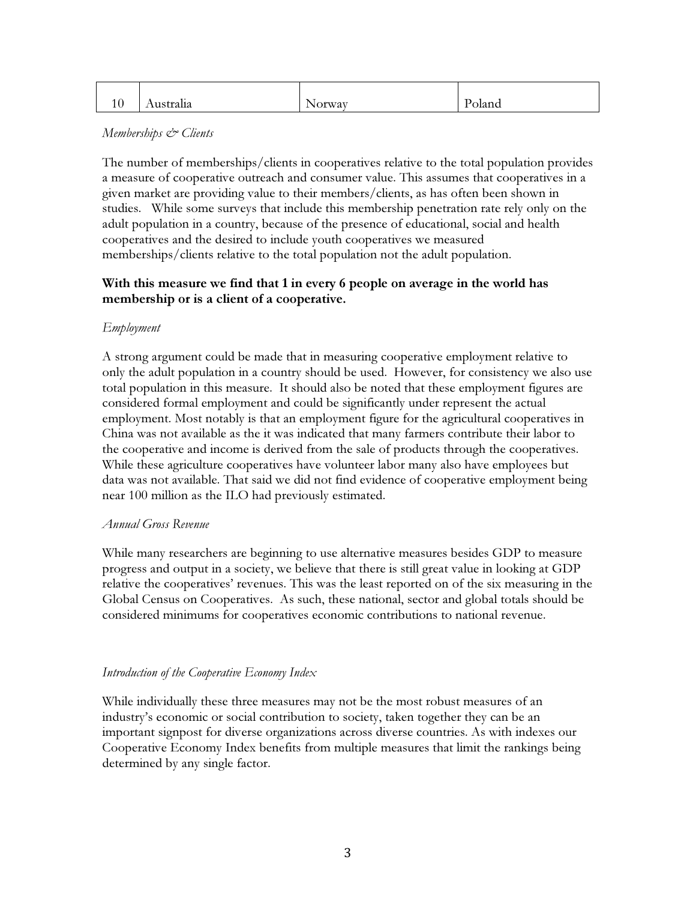| 10 | Australia | Norway | Poland |
|---|---|---|---|

*Memberships & Clients*

The number of memberships/clients in cooperatives relative to the total population provides a measure of cooperative outreach and consumer value. This assumes that cooperatives in a given market are providing value to their members/clients, as has often been shown in studies. While some surveys that include this membership penetration rate rely only on the adult population in a country, because of the presence of educational, social and health cooperatives and the desired to include youth cooperatives we measured memberships/clients relative to the total population not the adult population.

**With this measure we find that 1 in every 6 people on average in the world has membership or is a client of a cooperative.**

*Employment*

A strong argument could be made that in measuring cooperative employment relative to only the adult population in a country should be used. However, for consistency we also use total population in this measure. It should also be noted that these employment figures are considered formal employment and could be significantly under represent the actual employment. Most notably is that an employment figure for the agricultural cooperatives in China was not available as the it was indicated that many farmers contribute their labor to the cooperative and income is derived from the sale of products through the cooperatives. While these agriculture cooperatives have volunteer labor many also have employees but data was not available. That said we did not find evidence of cooperative employment being near 100 million as the ILO had previously estimated.

*Annual Gross Revenue*

While many researchers are beginning to use alternative measures besides GDP to measure progress and output in a society, we believe that there is still great value in looking at GDP relative the cooperatives' revenues. This was the least reported on of the six measuring in the Global Census on Cooperatives. As such, these national, sector and global totals should be considered minimums for cooperatives economic contributions to national revenue.

*Introduction of the Cooperative Economy Index*

While individually these three measures may not be the most robust measures of an industry's economic or social contribution to society, taken together they can be an important signpost for diverse organizations across diverse countries. As with indexes our Cooperative Economy Index benefits from multiple measures that limit the rankings being determined by any single factor.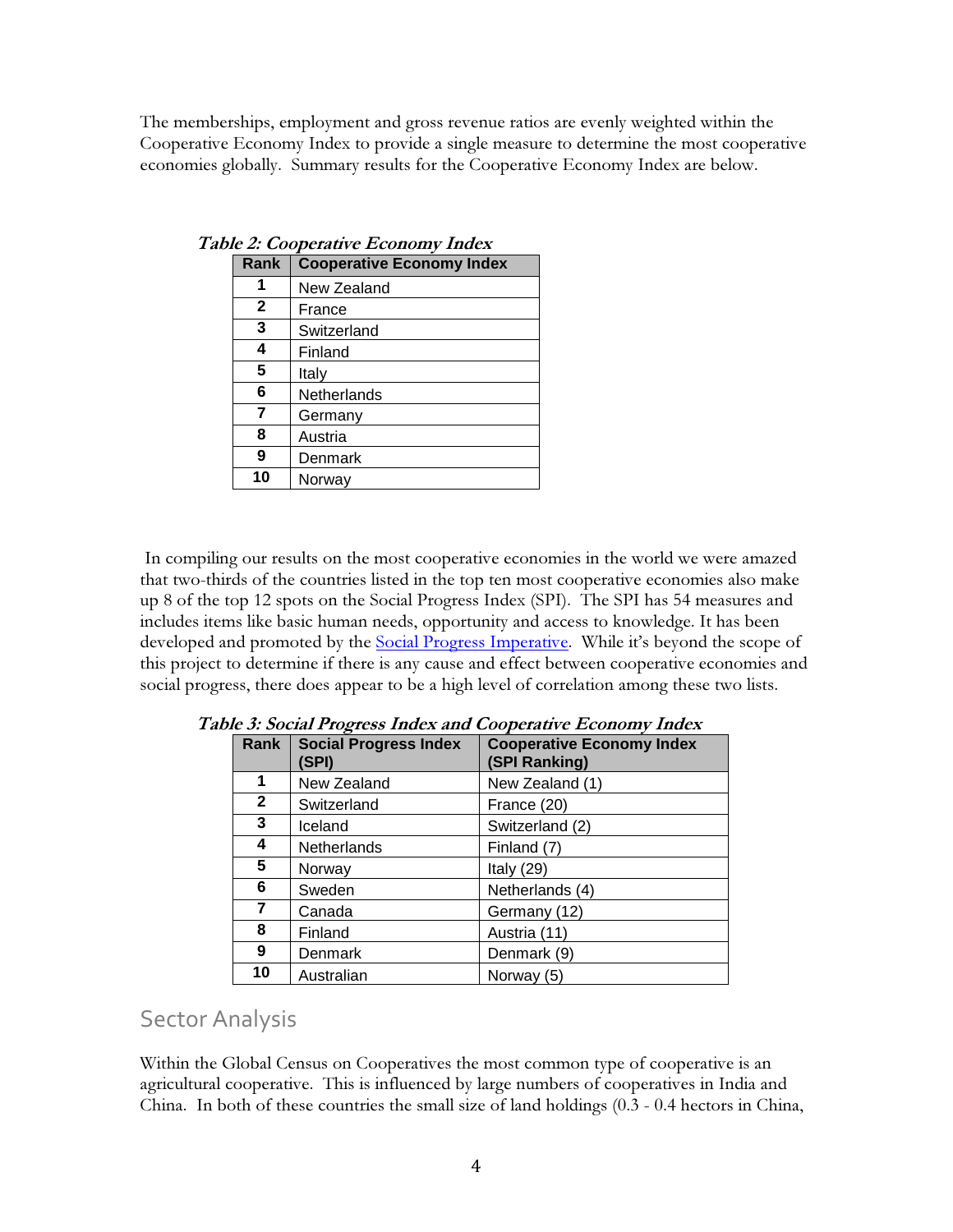The memberships, employment and gross revenue ratios are evenly weighted within the Cooperative Economy Index to provide a single measure to determine the most cooperative economies globally. Summary results for the Cooperative Economy Index are below.

***Table 2: Cooperative Economy Index***

| Rank | Cooperative Economy Index |
|---|---|
| 1 | New Zealand |
| 2 | France |
| 3 | Switzerland |
| 4 | Finland |
| 5 | Italy |
| 6 | Netherlands |
| 7 | Germany |
| 8 | Austria |
| 9 | Denmark |
| 10 | Norway |

In compiling our results on the most cooperative economies in the world we were amazed that two-thirds of the countries listed in the top ten most cooperative economies also make up 8 of the top 12 spots on the Social Progress Index (SPI). The SPI has 54 measures and includes items like basic human needs, opportunity and access to knowledge. It has been developed and promoted by the [Social Progress Imperative](). While it's beyond the scope of this project to determine if there is any cause and effect between cooperative economies and social progress, there does appear to be a high level of correlation among these two lists.

***Table 3: Social Progress Index and Cooperative Economy Index***

| Rank | Social Progress Index (SPI) | Cooperative Economy Index (SPI Ranking) |
|---|---|---|
| 1 | New Zealand | New Zealand (1) |
| 2 | Switzerland | France (20) |
| 3 | Iceland | Switzerland (2) |
| 4 | Netherlands | Finland (7) |
| 5 | Norway | Italy (29) |
| 6 | Sweden | Netherlands (4) |
| 7 | Canada | Germany (12) |
| 8 | Finland | Austria (11) |
| 9 | Denmark | Denmark (9) |
| 10 | Australian | Norway (5) |

## Sector Analysis

Within the Global Census on Cooperatives the most common type of cooperative is an agricultural cooperative. This is influenced by large numbers of cooperatives in India and China. In both of these countries the small size of land holdings (0.3 - 0.4 hectors in China,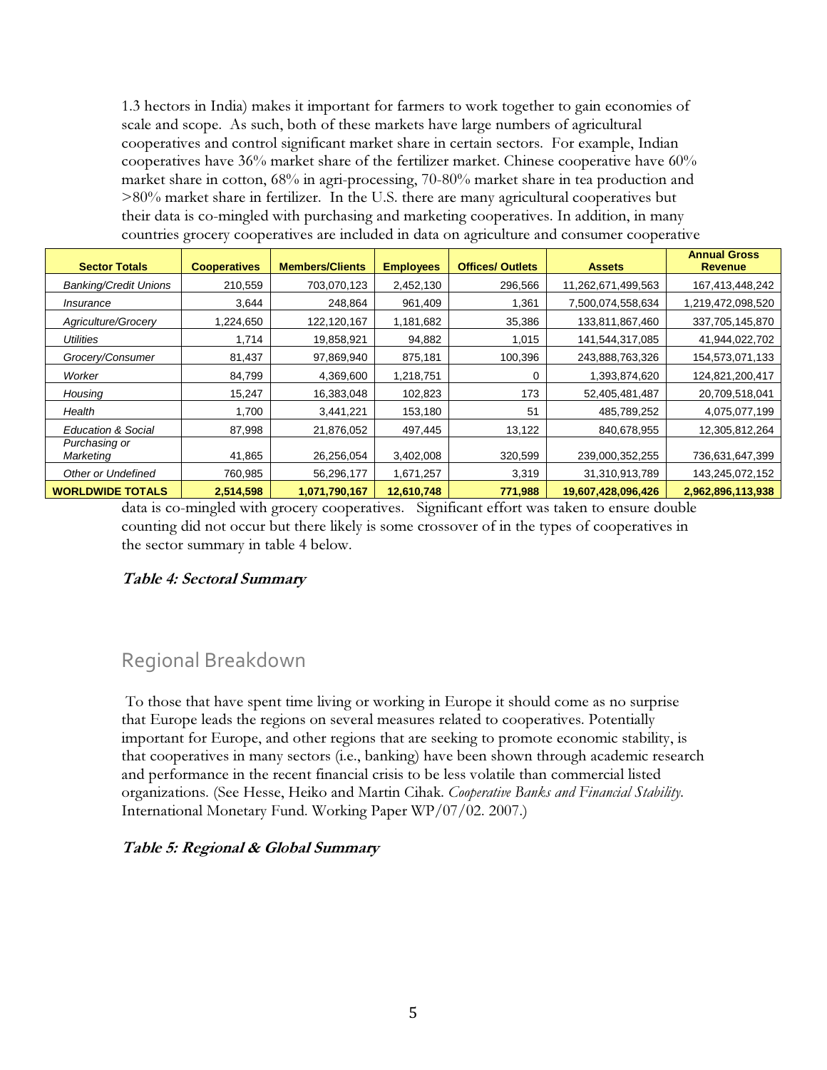1.3 hectors in India) makes it important for farmers to work together to gain economies of scale and scope. As such, both of these markets have large numbers of agricultural cooperatives and control significant market share in certain sectors. For example, Indian cooperatives have 36% market share of the fertilizer market. Chinese cooperative have 60% market share in cotton, 68% in agri-processing, 70-80% market share in tea production and >80% market share in fertilizer. In the U.S. there are many agricultural cooperatives but their data is co-mingled with purchasing and marketing cooperatives. In addition, in many countries grocery cooperatives are included in data on agriculture and consumer cooperative data is co-mingled with grocery cooperatives. Significant effort was taken to ensure double counting did not occur but there likely is some crossover of in the types of cooperatives in the sector summary in table 4 below.

| Sector Totals | Cooperatives | Members/Clients | Employees | Offices/ Outlets | Assets | Annual Gross Revenue |
|---|---|---|---|---|---|---|
| *Banking/Credit Unions* | 210,559 | 703,070,123 | 2,452,130 | 296,566 | 11,262,671,499,563 | 167,413,448,242 |
| *Insurance* | 3,644 | 248,864 | 961,409 | 1,361 | 7,500,074,558,634 | 1,219,472,098,520 |
| *Agriculture/Grocery* | 1,224,650 | 122,120,167 | 1,181,682 | 35,386 | 133,811,867,460 | 337,705,145,870 |
| *Utilities* | 1,714 | 19,858,921 | 94,882 | 1,015 | 141,544,317,085 | 41,944,022,702 |
| *Grocery/Consumer* | 81,437 | 97,869,940 | 875,181 | 100,396 | 243,888,763,326 | 154,573,071,133 |
| *Worker* | 84,799 | 4,369,600 | 1,218,751 | 0 | 1,393,874,620 | 124,821,200,417 |
| *Housing* | 15,247 | 16,383,048 | 102,823 | 173 | 52,405,481,487 | 20,709,518,041 |
| *Health* | 1,700 | 3,441,221 | 153,180 | 51 | 485,789,252 | 4,075,077,199 |
| *Education & Social* | 87,998 | 21,876,052 | 497,445 | 13,122 | 840,678,955 | 12,305,812,264 |
| *Purchasing or Marketing* | 41,865 | 26,256,054 | 3,402,008 | 320,599 | 239,000,352,255 | 736,631,647,399 |
| *Other or Undefined* | 760,985 | 56,296,177 | 1,671,257 | 3,319 | 31,310,913,789 | 143,245,072,152 |
| **WORLDWIDE TOTALS** | **2,514,598** | **1,071,790,167** | **12,610,748** | **771,988** | **19,607,428,096,426** | **2,962,896,113,938** |

***Table 4: Sectoral Summary***

## Regional Breakdown

To those that have spent time living or working in Europe it should come as no surprise that Europe leads the regions on several measures related to cooperatives. Potentially important for Europe, and other regions that are seeking to promote economic stability, is that cooperatives in many sectors (i.e., banking) have been shown through academic research and performance in the recent financial crisis to be less volatile than commercial listed organizations. (See Hesse, Heiko and Martin Cihak. *Cooperative Banks and Financial Stability*. International Monetary Fund. Working Paper WP/07/02. 2007.)

***Table 5: Regional & Global Summary***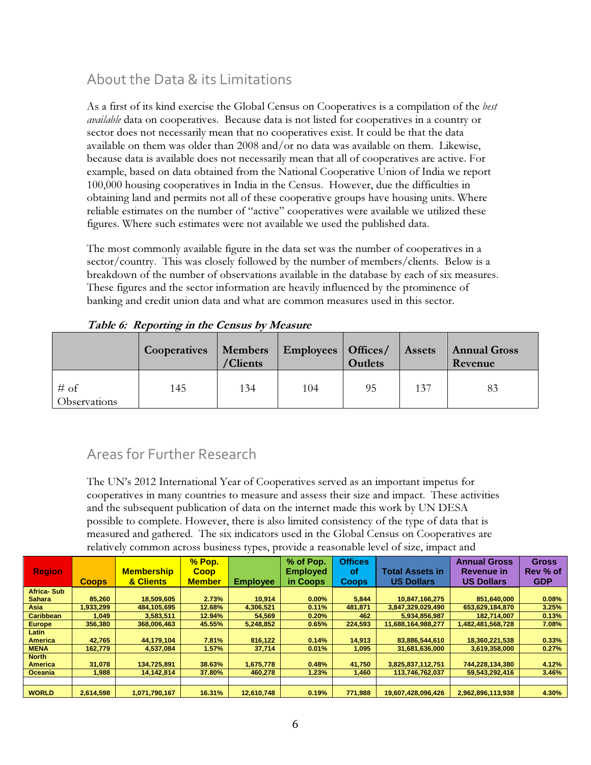## About the Data & its Limitations

As a first of its kind exercise the Global Census on Cooperatives is a compilation of the *best available* data on cooperatives. Because data is not listed for cooperatives in a country or sector does not necessarily mean that no cooperatives exist. It could be that the data available on them was older than 2008 and/or no data was available on them. Likewise, because data is available does not necessarily mean that all of cooperatives are active. For example, based on data obtained from the National Cooperative Union of India we report 100,000 housing cooperatives in India in the Census. However, due the difficulties in obtaining land and permits not all of these cooperative groups have housing units. Where reliable estimates on the number of "active" cooperatives were available we utilized these figures. Where such estimates were not available we used the published data.

The most commonly available figure in the data set was the number of cooperatives in a sector/country. This was closely followed by the number of members/clients. Below is a breakdown of the number of observations available in the database by each of six measures. These figures and the sector information are heavily influenced by the prominence of banking and credit union data and what are common measures used in this sector.

***Table 6: Reporting in the Census by Measure***

| | Cooperatives | Members /Clients | Employees | Offices/ Outlets | Assets | Annual Gross Revenue |
|---|---|---|---|---|---|---|
| # of Observations | 145 | 134 | 104 | 95 | 137 | 83 |

## Areas for Further Research

The UN's 2012 International Year of Cooperatives served as an important impetus for cooperatives in many countries to measure and assess their size and impact. These activities and the subsequent publication of data on the internet made this work by UN DESA possible to complete. However, there is also limited consistency of the type of data that is measured and gathered. The six indicators used in the Global Census on Cooperatives are relatively common across business types, provide a reasonable level of size, impact and

| Region | Coops | Membership & Clients | % Pop. Coop Member | Employee | % of Pop. Employed in Coops | Offices of Coops | Total Assets in US Dollars | Annual Gross Revenue in US Dollars | Gross Rev % of GDP |
|---|---|---|---|---|---|---|---|---|---|
| Africa- Sub Sahara | 85,260 | 18,509,605 | 2.73% | 10,914 | 0.00% | 5,844 | 10,847,166,275 | 851,640,000 | 0.08% |
| Asia | 1,933,299 | 484,105,695 | 12.68% | 4,306,521 | 0.11% | 481,871 | 3,847,329,029,490 | 653,629,184,870 | 3.25% |
| Caribbean | 1,049 | 3,583,511 | 12.94% | 54,569 | 0.20% | 462 | 5,934,856,987 | 182,714,007 | 0.13% |
| Europe | 356,380 | 368,006,463 | 45.55% | 5,248,852 | 0.65% | 224,593 | 11,688,164,988,277 | 1,482,481,568,728 | 7.08% |
| Latin America | 42,765 | 44,179,104 | 7.81% | 816,122 | 0.14% | 14,913 | 83,886,544,610 | 18,360,221,538 | 0.33% |
| MENA | 162,779 | 4,537,084 | 1.57% | 37,714 | 0.01% | 1,095 | 31,681,636,000 | 3,619,358,000 | 0.27% |
| North America | 31,078 | 134,725,891 | 38.63% | 1,675,778 | 0.48% | 41,750 | 3,825,837,112,751 | 744,228,134,380 | 4.12% |
| Oceania | 1,988 | 14,142,814 | 37.80% | 460,278 | 1.23% | 1,460 | 113,746,762,037 | 59,543,292,416 | 3.46% |
| | | | | | | | | | |
| WORLD | 2,614,598 | 1,071,790,167 | 16.31% | 12,610,748 | 0.19% | 771,988 | 19,607,428,096,426 | 2,962,896,113,938 | 4.30% |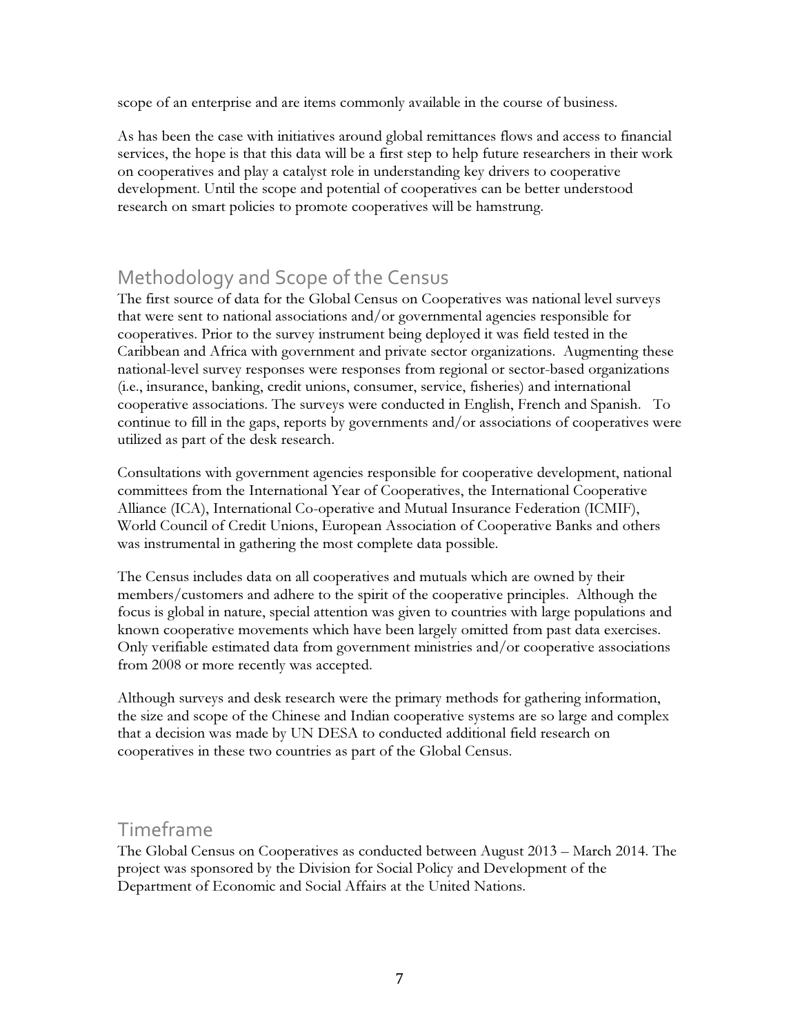scope of an enterprise and are items commonly available in the course of business.

As has been the case with initiatives around global remittances flows and access to financial services, the hope is that this data will be a first step to help future researchers in their work on cooperatives and play a catalyst role in understanding key drivers to cooperative development. Until the scope and potential of cooperatives can be better understood research on smart policies to promote cooperatives will be hamstrung.

## Methodology and Scope of the Census

The first source of data for the Global Census on Cooperatives was national level surveys that were sent to national associations and/or governmental agencies responsible for cooperatives. Prior to the survey instrument being deployed it was field tested in the Caribbean and Africa with government and private sector organizations. Augmenting these national-level survey responses were responses from regional or sector-based organizations (i.e., insurance, banking, credit unions, consumer, service, fisheries) and international cooperative associations. The surveys were conducted in English, French and Spanish. To continue to fill in the gaps, reports by governments and/or associations of cooperatives were utilized as part of the desk research.

Consultations with government agencies responsible for cooperative development, national committees from the International Year of Cooperatives, the International Cooperative Alliance (ICA), International Co-operative and Mutual Insurance Federation (ICMIF), World Council of Credit Unions, European Association of Cooperative Banks and others was instrumental in gathering the most complete data possible.

The Census includes data on all cooperatives and mutuals which are owned by their members/customers and adhere to the spirit of the cooperative principles. Although the focus is global in nature, special attention was given to countries with large populations and known cooperative movements which have been largely omitted from past data exercises. Only verifiable estimated data from government ministries and/or cooperative associations from 2008 or more recently was accepted.

Although surveys and desk research were the primary methods for gathering information, the size and scope of the Chinese and Indian cooperative systems are so large and complex that a decision was made by UN DESA to conducted additional field research on cooperatives in these two countries as part of the Global Census.

## Timeframe

The Global Census on Cooperatives as conducted between August 2013 – March 2014. The project was sponsored by the Division for Social Policy and Development of the Department of Economic and Social Affairs at the United Nations.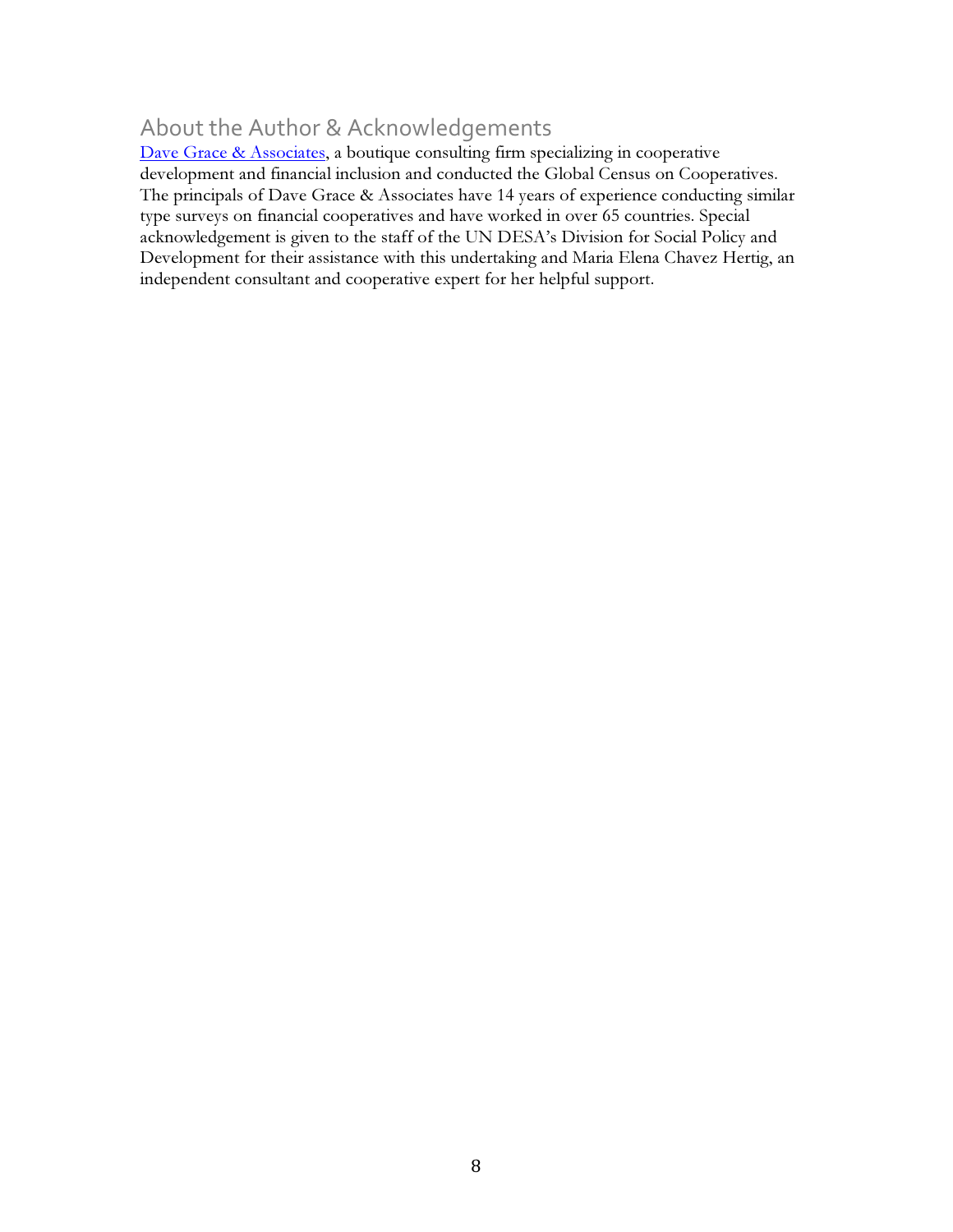## About the Author & Acknowledgements

Dave Grace & Associates, a boutique consulting firm specializing in cooperative development and financial inclusion and conducted the Global Census on Cooperatives. The principals of Dave Grace & Associates have 14 years of experience conducting similar type surveys on financial cooperatives and have worked in over 65 countries. Special acknowledgement is given to the staff of the UN DESA's Division for Social Policy and Development for their assistance with this undertaking and Maria Elena Chavez Hertig, an independent consultant and cooperative expert for her helpful support.